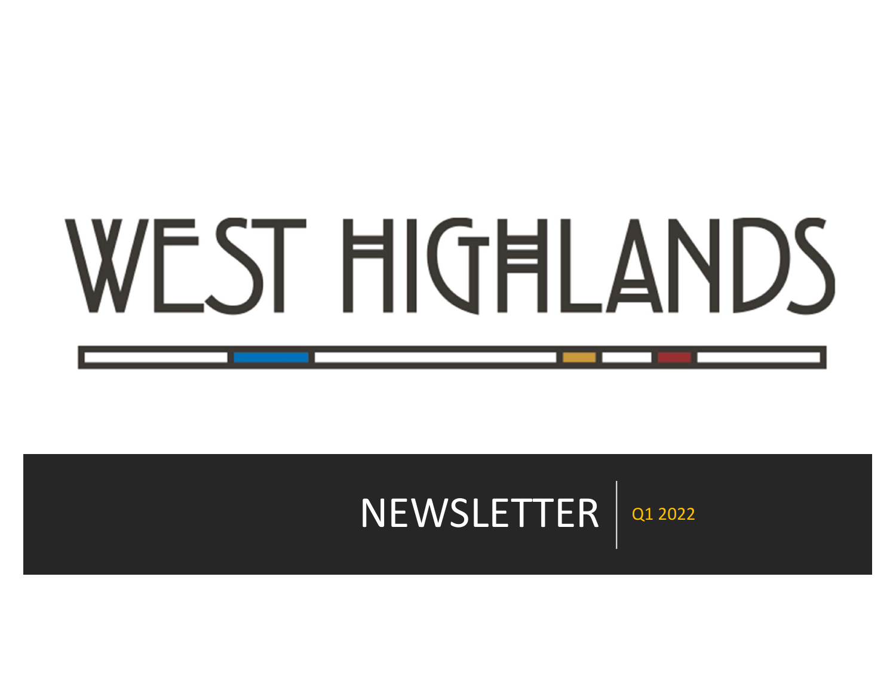# WEST HIGHLANDS

## NEWSLETTER | Q1 2022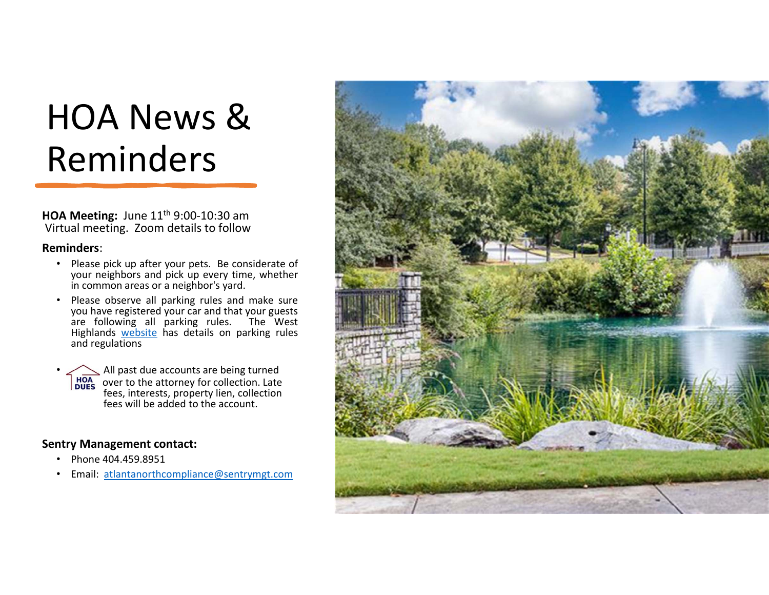# HOA News & Reminders

**HOA Meeting:** June 11th 9:00-10:30 am
Virtual meeting. Zoom details to follow

**Reminders**:

- Please pick up after your pets. Be considerate of your neighbors and pick up every time, whether in common areas or a neighbor's yard.
- Please observe all parking rules and make sure you have registered your car and that your guests are following all parking rules. The West Highlands website has details on parking rules and regulations
- HOA DUES All past due accounts are being turned over to the attorney for collection. Late fees, interests, property lien, collection fees will be added to the account.

**Sentry Management contact:**

- Phone 404.459.8951
- Email: atlantanorthcompliance@sentrymgt.com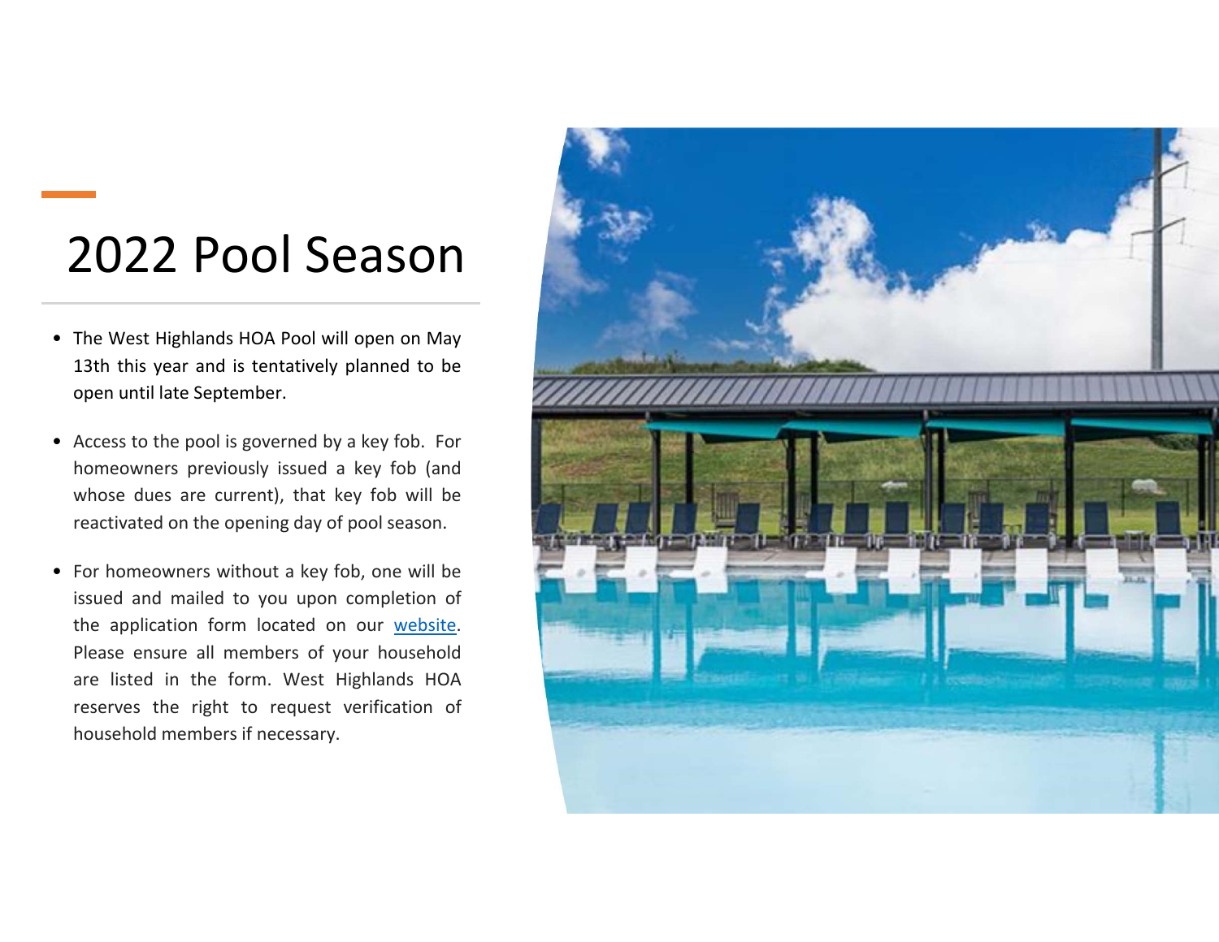# 2022 Pool Season

- The West Highlands HOA Pool will open on May 13th this year and is tentatively planned to be open until late September.
- Access to the pool is governed by a key fob. For homeowners previously issued a key fob (and whose dues are current), that key fob will be reactivated on the opening day of pool season.
- For homeowners without a key fob, one will be issued and mailed to you upon completion of the application form located on our website. Please ensure all members of your household are listed in the form. West Highlands HOA reserves the right to request verification of household members if necessary.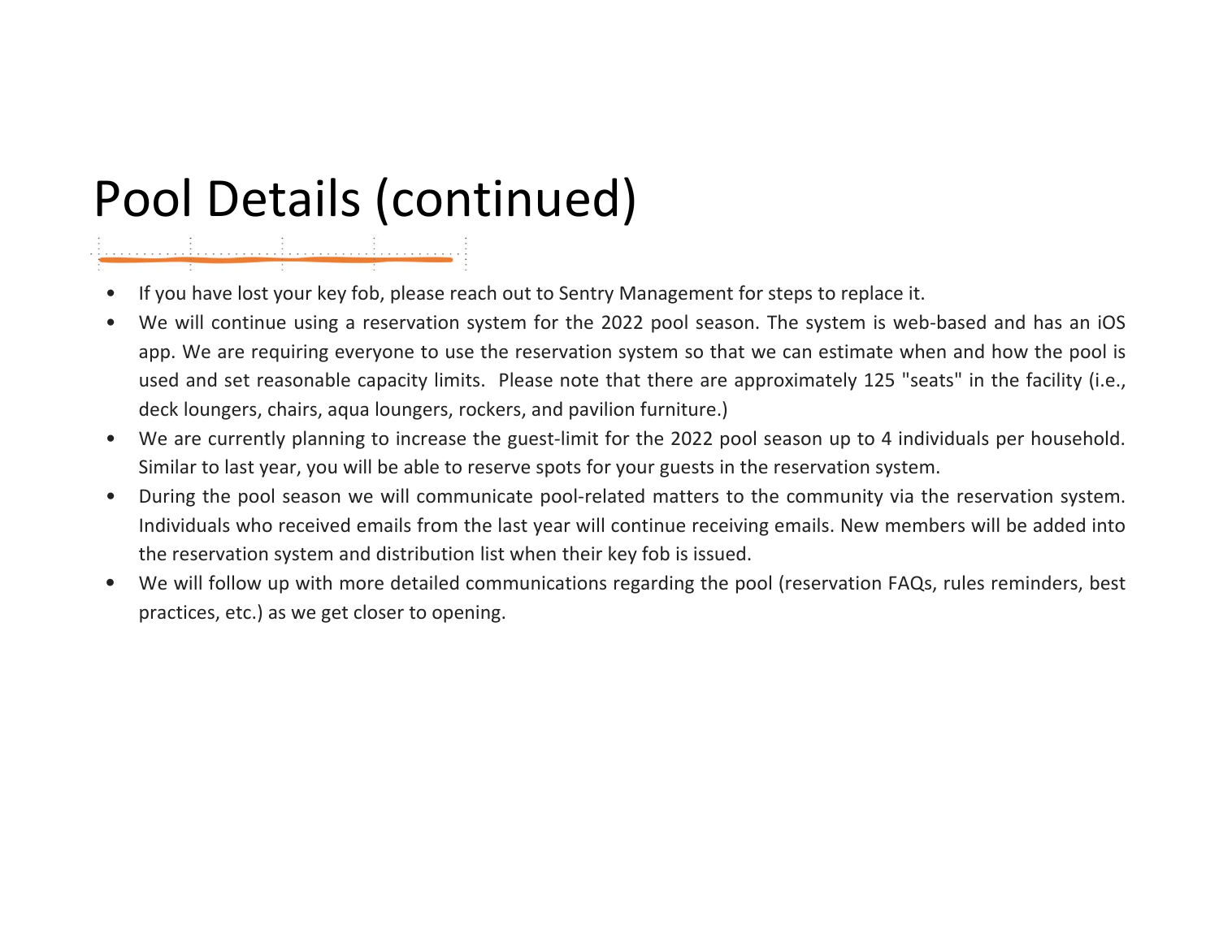# Pool Details (continued)

- If you have lost your key fob, please reach out to Sentry Management for steps to replace it.
- We will continue using a reservation system for the 2022 pool season. The system is web-based and has an iOS app. We are requiring everyone to use the reservation system so that we can estimate when and how the pool is used and set reasonable capacity limits. Please note that there are approximately 125 "seats" in the facility (i.e., deck loungers, chairs, aqua loungers, rockers, and pavilion furniture.)
- We are currently planning to increase the guest-limit for the 2022 pool season up to 4 individuals per household. Similar to last year, you will be able to reserve spots for your guests in the reservation system.
- During the pool season we will communicate pool-related matters to the community via the reservation system. Individuals who received emails from the last year will continue receiving emails. New members will be added into the reservation system and distribution list when their key fob is issued.
- We will follow up with more detailed communications regarding the pool (reservation FAQs, rules reminders, best practices, etc.) as we get closer to opening.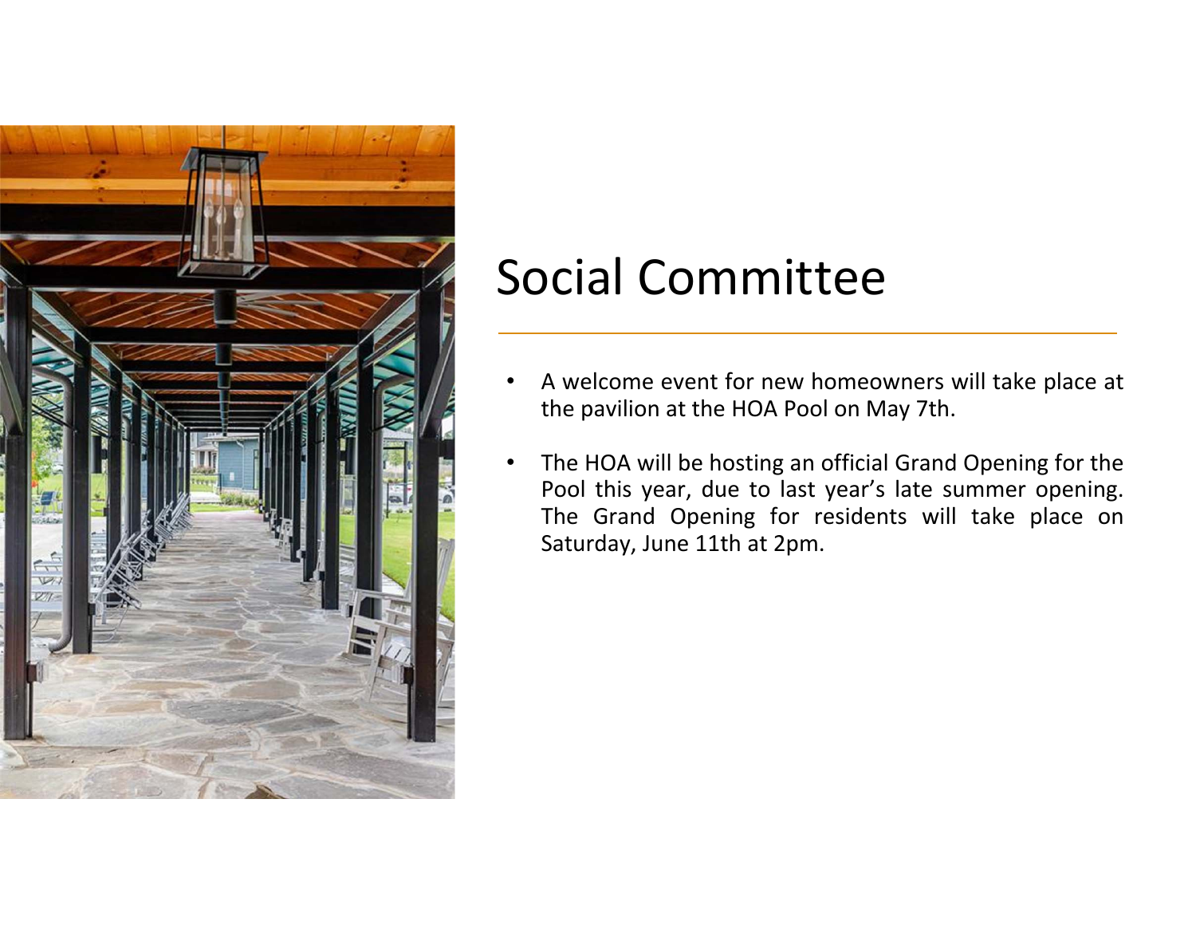# Social Committee

- A welcome event for new homeowners will take place at the pavilion at the HOA Pool on May 7th.

- The HOA will be hosting an official Grand Opening for the Pool this year, due to last year's late summer opening. The Grand Opening for residents will take place on Saturday, June 11th at 2pm.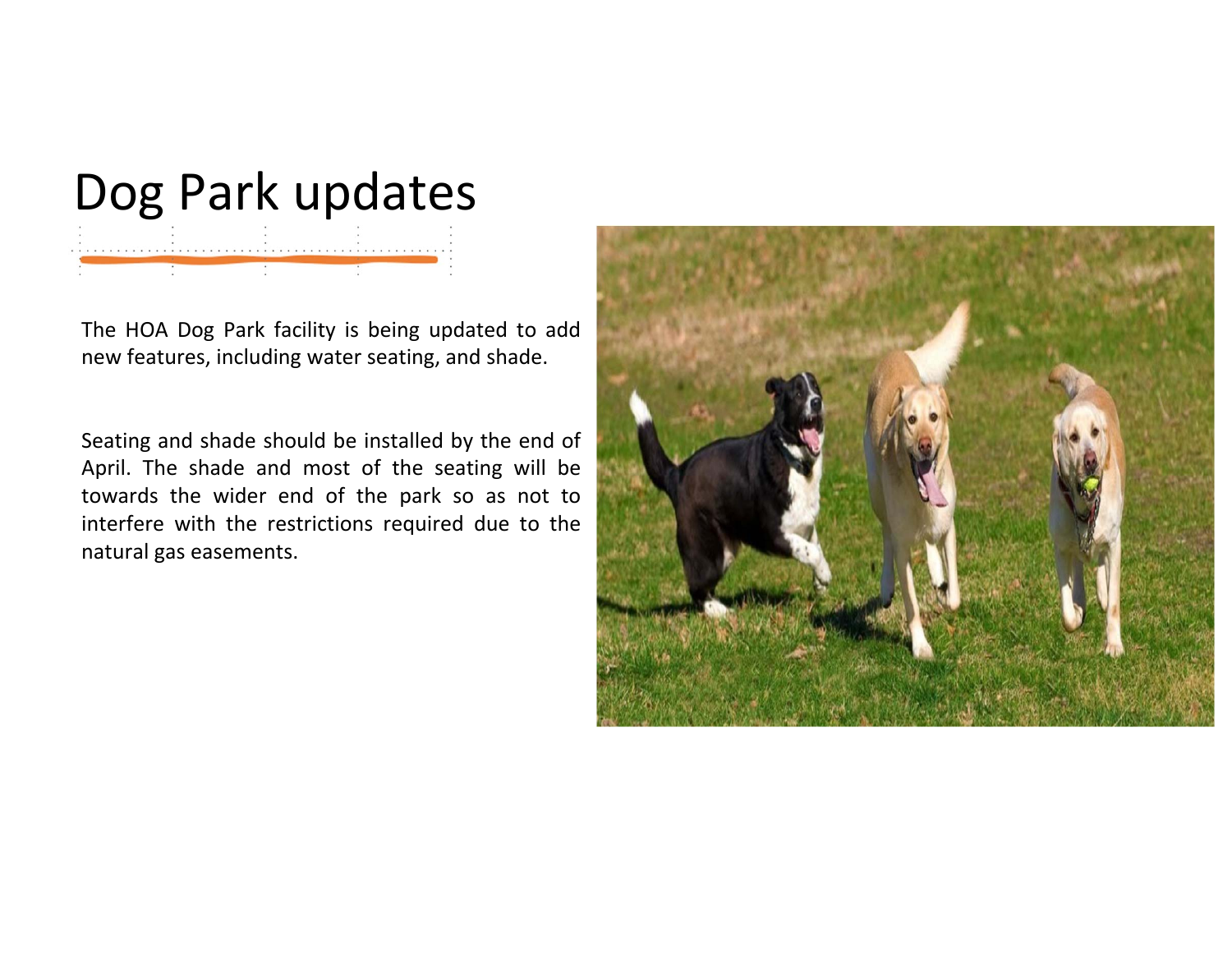# Dog Park updates

The HOA Dog Park facility is being updated to add new features, including water seating, and shade.

Seating and shade should be installed by the end of April. The shade and most of the seating will be towards the wider end of the park so as not to interfere with the restrictions required due to the natural gas easements.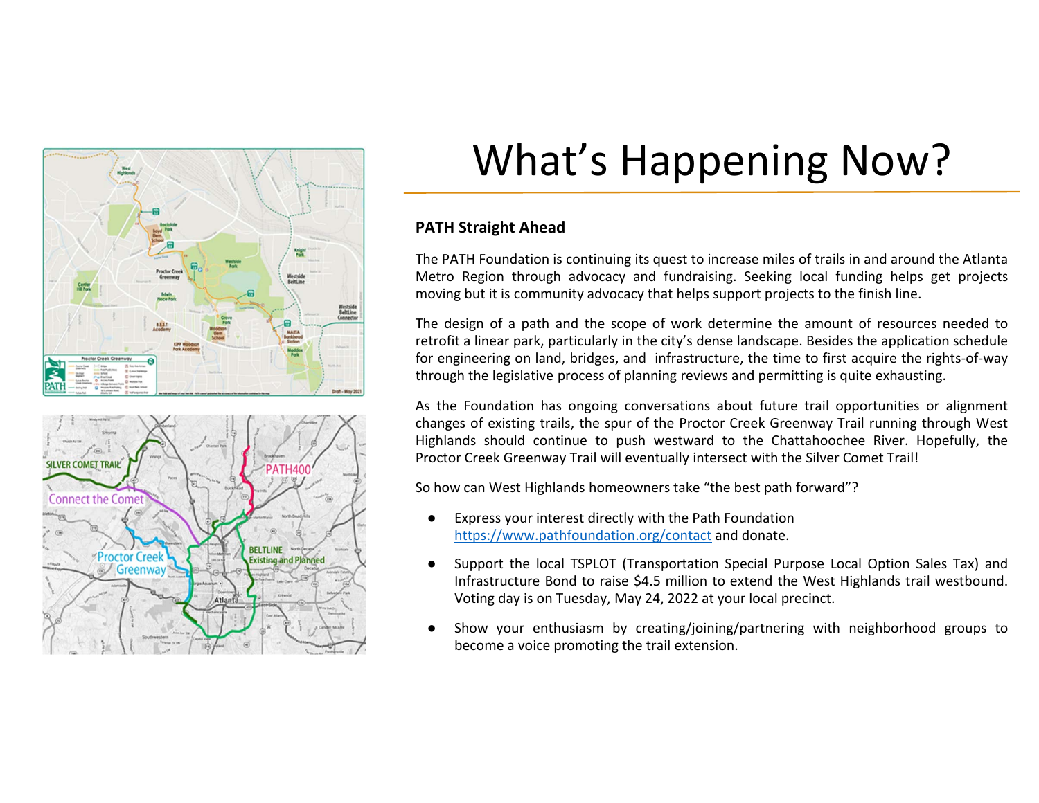# What’s Happening Now?

### PATH Straight Ahead

The PATH Foundation is continuing its quest to increase miles of trails in and around the Atlanta Metro Region through advocacy and fundraising. Seeking local funding helps get projects moving but it is community advocacy that helps support projects to the finish line.

The design of a path and the scope of work determine the amount of resources needed to retrofit a linear park, particularly in the city’s dense landscape. Besides the application schedule for engineering on land, bridges, and infrastructure, the time to first acquire the rights-of-way through the legislative process of planning reviews and permitting is quite exhausting.

As the Foundation has ongoing conversations about future trail opportunities or alignment changes of existing trails, the spur of the Proctor Creek Greenway Trail running through West Highlands should continue to push westward to the Chattahoochee River. Hopefully, the Proctor Creek Greenway Trail will eventually intersect with the Silver Comet Trail!

So how can West Highlands homeowners take “the best path forward”?

- Express your interest directly with the Path Foundation https://www.pathfoundation.org/contact and donate.
- Support the local TSPLOT (Transportation Special Purpose Local Option Sales Tax) and Infrastructure Bond to raise $4.5 million to extend the West Highlands trail westbound. Voting day is on Tuesday, May 24, 2022 at your local precinct.
- Show your enthusiasm by creating/joining/partnering with neighborhood groups to become a voice promoting the trail extension.